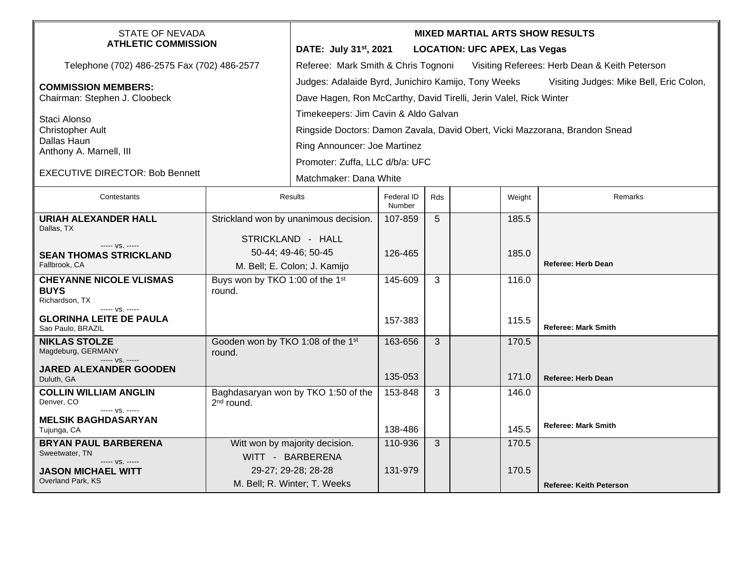STATE OF NEVADA
**ATHLETIC COMMISSION**

Telephone (702) 486-2575 Fax (702) 486-2577

**COMMISSION MEMBERS:**
Chairman: Stephen J. Cloobeck

Staci Alonso
Christopher Ault
Dallas Haun
Anthony A. Marnell, III

EXECUTIVE DIRECTOR: Bob Bennett

**MIXED MARTIAL ARTS SHOW RESULTS**

**DATE: July 31st, 2021 LOCATION: UFC APEX, Las Vegas**

Referee: Mark Smith & Chris Tognoni Visiting Referees: Herb Dean & Keith Peterson

Judges: Adalaide Byrd, Junichiro Kamijo, Tony Weeks Visiting Judges: Mike Bell, Eric Colon, Dave Hagen, Ron McCarthy, David Tirelli, Jerin Valel, Rick Winter

Timekeepers: Jim Cavin & Aldo Galvan

Ringside Doctors: Damon Zavala, David Obert, Vicki Mazzorana, Brandon Snead

Ring Announcer: Joe Martinez

Promoter: Zuffa, LLC d/b/a: UFC

Matchmaker: Dana White

| Contestants | Results | Federal ID Number | Rds | | Weight | Remarks |
|---|---|---|---|---|---|---|
| **URIAH ALEXANDER HALL** Dallas, TX ----- vs. ----- **SEAN THOMAS STRICKLAND** Fallbrook, CA | Strickland won by unanimous decision. STRICKLAND - HALL 50-44; 49-46; 50-45 M. Bell; E. Colon; J. Kamijo | 107-859 126-465 | 5 | | 185.5 185.0 | **Referee: Herb Dean** |
| **CHEYANNE NICOLE VLISMAS BUYS** Richardson, TX ----- vs. ----- **GLORINHA LEITE DE PAULA** Sao Paulo, BRAZIL | Buys won by TKO 1:00 of the 1st round. | 145-609 157-383 | 3 | | 116.0 115.5 | **Referee: Mark Smith** |
| **NIKLAS STOLZE** Magdeburg, GERMANY ----- vs. ----- **JARED ALEXANDER GOODEN** Duluth, GA | Gooden won by TKO 1:08 of the 1st round. | 163-656 135-053 | 3 | | 170.5 171.0 | **Referee: Herb Dean** |
| **COLLIN WILLIAM ANGLIN** Denver, CO ----- vs. ----- **MELSIK BAGHDASARYAN** Tujunga, CA | Baghdasaryan won by TKO 1:50 of the 2nd round. | 153-848 138-486 | 3 | | 146.0 145.5 | **Referee: Mark Smith** |
| **BRYAN PAUL BARBERENA** Sweetwater, TN ----- vs. ----- **JASON MICHAEL WITT** Overland Park, KS | Witt won by majority decision. WITT - BARBERENA 29-27; 29-28; 28-28 M. Bell; R. Winter; T. Weeks | 110-936 131-979 | 3 | | 170.5 170.5 | **Referee: Keith Peterson** |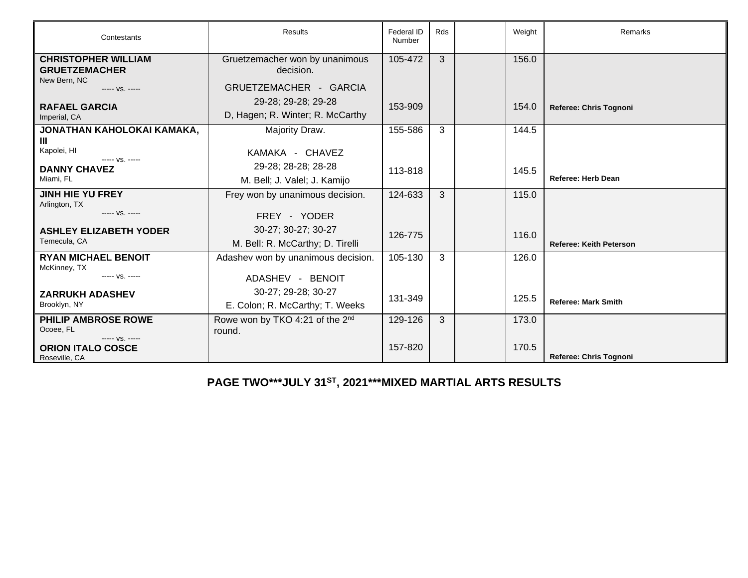| Contestants | Results | Federal ID Number | Rds | | Weight | Remarks |
|---|---|---|---|---|---|---|
| **CHRISTOPHER WILLIAM GRUETZEMACHER** New Bern, NC ----- vs. ----- | Gruetzemacher won by unanimous decision. GRUETZEMACHER - GARCIA | 105-472 | 3 | | 156.0 | |
| **RAFAEL GARCIA** Imperial, CA | 29-28; 29-28; 29-28 D, Hagen; R. Winter; R. McCarthy | 153-909 | | | 154.0 | **Referee: Chris Tognoni** |
| **JONATHAN KAHOLOKAI KAMAKA, III** Kapolei, HI ----- vs. ----- | Majority Draw. KAMAKA - CHAVEZ | 155-586 | 3 | | 144.5 | |
| **DANNY CHAVEZ** Miami, FL | 29-28; 28-28; 28-28 M. Bell; J. Valel; J. Kamijo | 113-818 | | | 145.5 | **Referee: Herb Dean** |
| **JINH HIE YU FREY** Arlington, TX ----- vs. ----- | Frey won by unanimous decision. FREY - YODER | 124-633 | 3 | | 115.0 | |
| **ASHLEY ELIZABETH YODER** Temecula, CA | 30-27; 30-27; 30-27 M. Bell: R. McCarthy; D. Tirelli | 126-775 | | | 116.0 | **Referee: Keith Peterson** |
| **RYAN MICHAEL BENOIT** McKinney, TX ----- vs. ----- | Adashev won by unanimous decision. ADASHEV - BENOIT | 105-130 | 3 | | 126.0 | |
| **ZARRUKH ADASHEV** Brooklyn, NY | 30-27; 29-28; 30-27 E. Colon; R. McCarthy; T. Weeks | 131-349 | | | 125.5 | **Referee: Mark Smith** |
| **PHILIP AMBROSE ROWE** Ocoee, FL ----- vs. ----- | Rowe won by TKO 4:21 of the 2nd round. | 129-126 | 3 | | 173.0 | |
| **ORION ITALO COSCE** Roseville, CA | | 157-820 | | | 170.5 | **Referee: Chris Tognoni** |

**PAGE TWO\*\*\*JULY 31ST, 2021\*\*\*MIXED MARTIAL ARTS RESULTS**